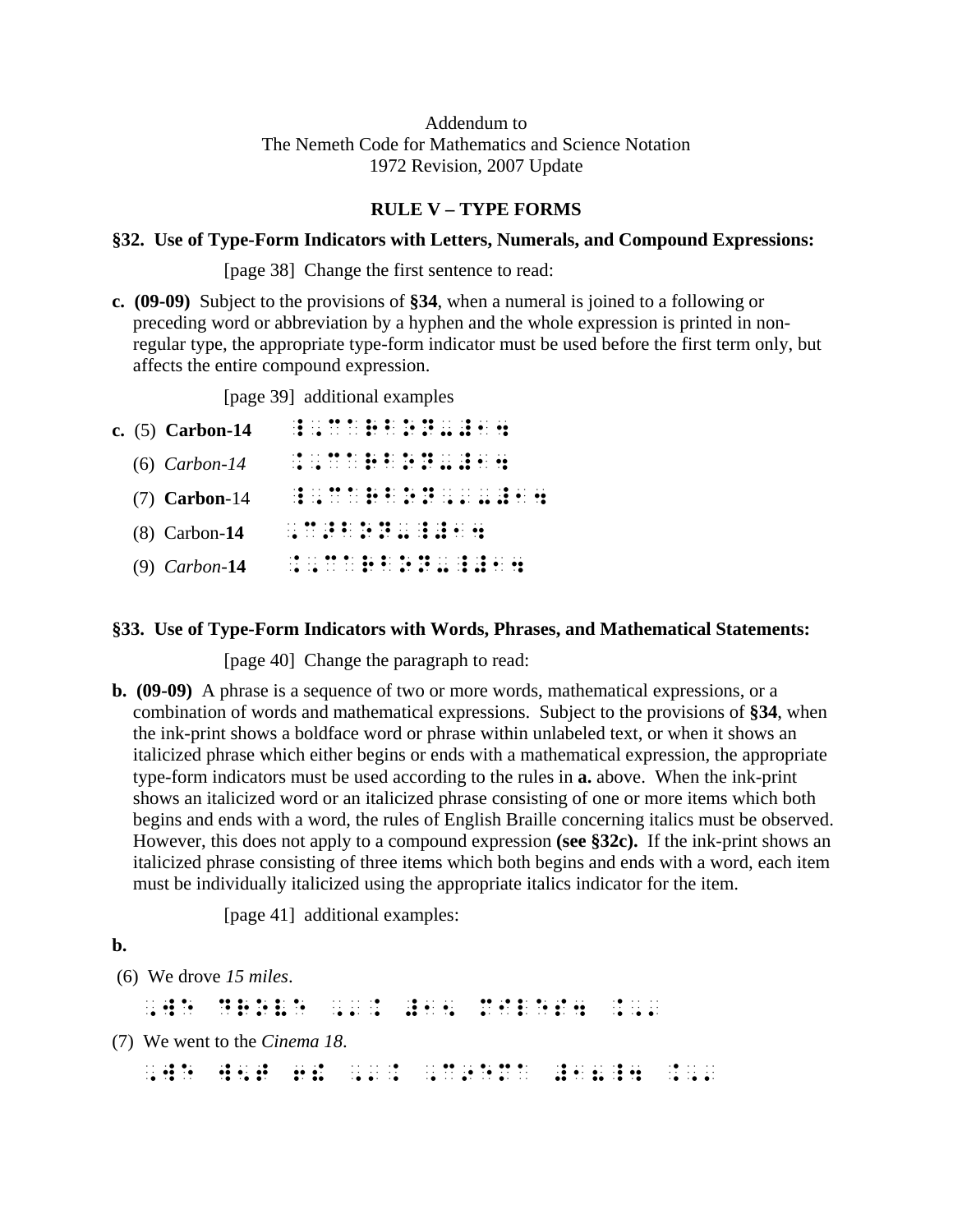Addendum to
The Nemeth Code for Mathematics and Science Notation
1972 Revision, 2007 Update

## RULE V – TYPE FORMS

### §32. Use of Type-Form Indicators with Letters, Numerals, and Compound Expressions:

[page 38] Change the first sentence to read:

**c. (09-09)** Subject to the provisions of **§34**, when a numeral is joined to a following or preceding word or abbreviation by a hyphen and the whole expression is printed in non-regular type, the appropriate type-form indicator must be used before the first term only, but affects the entire compound expression.

[page 39] additional examples

**c.** (5) **Carbon-14**

(6) *Carbon-14*

(7) **Carbon**-14

(8) Carbon-**14**

(9) *Carbon*-**14**

### §33. Use of Type-Form Indicators with Words, Phrases, and Mathematical Statements:

[page 40] Change the paragraph to read:

**b. (09-09)** A phrase is a sequence of two or more words, mathematical expressions, or a combination of words and mathematical expressions. Subject to the provisions of **§34**, when the ink-print shows a boldface word or phrase within unlabeled text, or when it shows an italicized phrase which either begins or ends with a mathematical expression, the appropriate type-form indicators must be used according to the rules in **a.** above. When the ink-print shows an italicized word or an italicized phrase consisting of one or more items which both begins and ends with a word, the rules of English Braille concerning italics must be observed. However, this does not apply to a compound expression **(see §32c).** If the ink-print shows an italicized phrase consisting of three items which both begins and ends with a word, each item must be individually italicized using the appropriate italics indicator for the item.

[page 41] additional examples:

**b.**

(6) We drove *15 miles*.

(7) We went to the *Cinema 18*.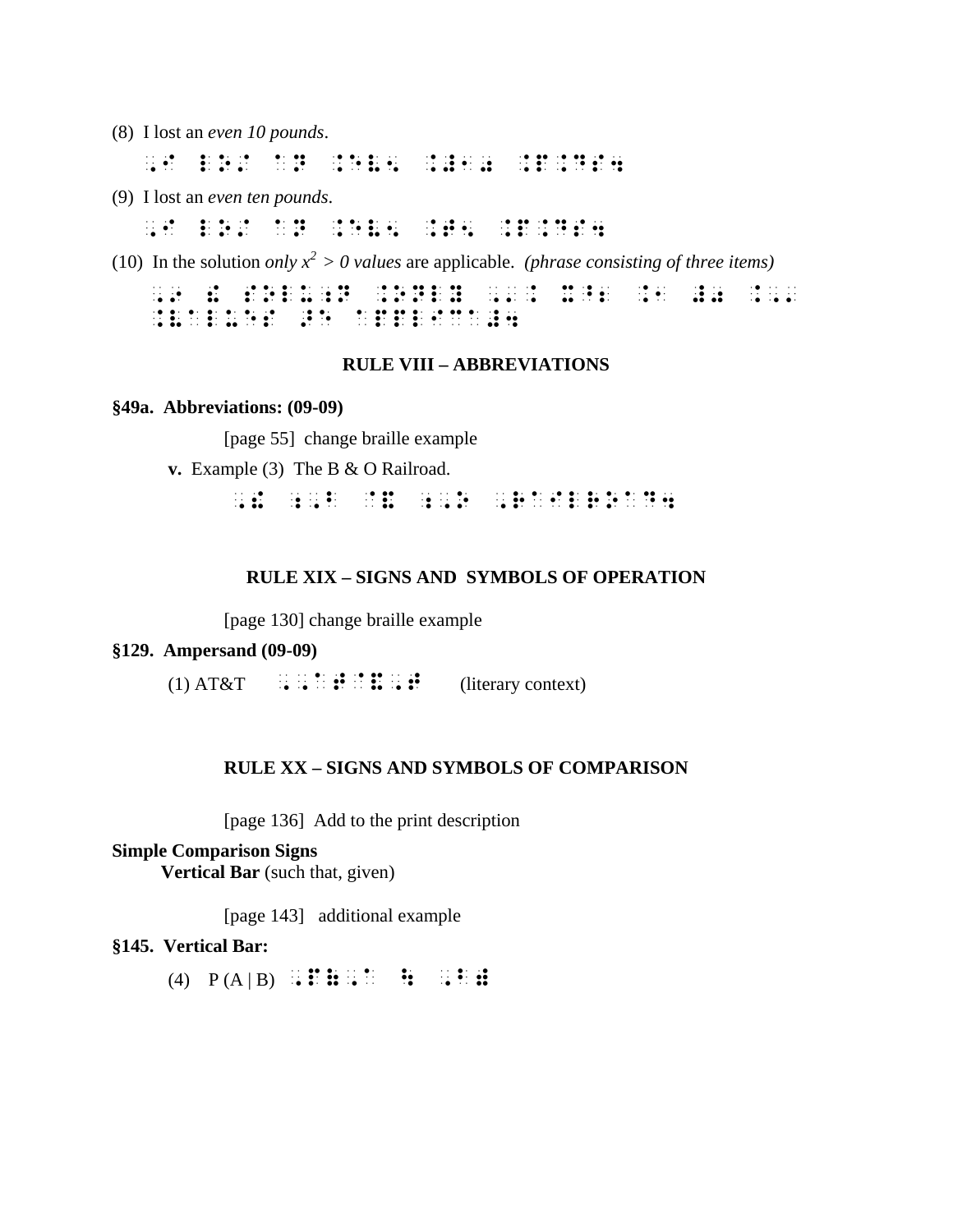(8) I lost an *even 10 pounds*.

⠠⠊ ⠇⠕⠌ ⠁⠝ ⠨⠂⠑⠧⠢ ⠨⠼⠂⠚ ⠨⠏⠨⠙⠎⠨⠄

(9) I lost an *even ten pounds*.

⠠⠊ ⠇⠕⠌ ⠁⠝ ⠨⠂⠑⠧⠢ ⠨⠞⠢ ⠨⠏⠨⠙⠎⠨⠄

(10) In the solution *only* $x^2 > 0$ *values* are applicable. *(phrase consisting of three items)*

⠠⠔ ⠮ ⠎⠕⠇⠥⠰⠝ ⠨⠕⠝⠇⠽ ⠨⠠⠭ ⠘⠆⠐ ⠨⠂⠨⠀⠼⠚ ⠨⠧⠁⠇⠥⠑⠎ ⠜⠑ ⠁⠏⠏⠇⠊⠉⠁⠼⠨⠄

## RULE VIII – ABBREVIATIONS

**§49a. Abbreviations: (09-09)**

[page 55] change braille example

**v.** Example (3) The B & O Railroad.

⠠⠮ ⠰⠠⠃ ⠈⠯ ⠰⠠⠕ ⠠⠗⠁⠊⠇⠗⠕⠁⠙⠨⠄

## RULE XIX – SIGNS AND SYMBOLS OF OPERATION

[page 130] change braille example

**§129. Ampersand (09-09)**

(1) AT&T ⠠⠠⠁⠞⠈⠯⠠⠞ (literary context)

## RULE XX – SIGNS AND SYMBOLS OF COMPARISON

[page 136] Add to the print description

**Simple Comparison Signs**

**Vertical Bar** (such that, given)

[page 143] additional example

**§145. Vertical Bar:**

(4) P (A | B) ⠠⠏⠷⠠⠁ ⠳ ⠠⠃⠾